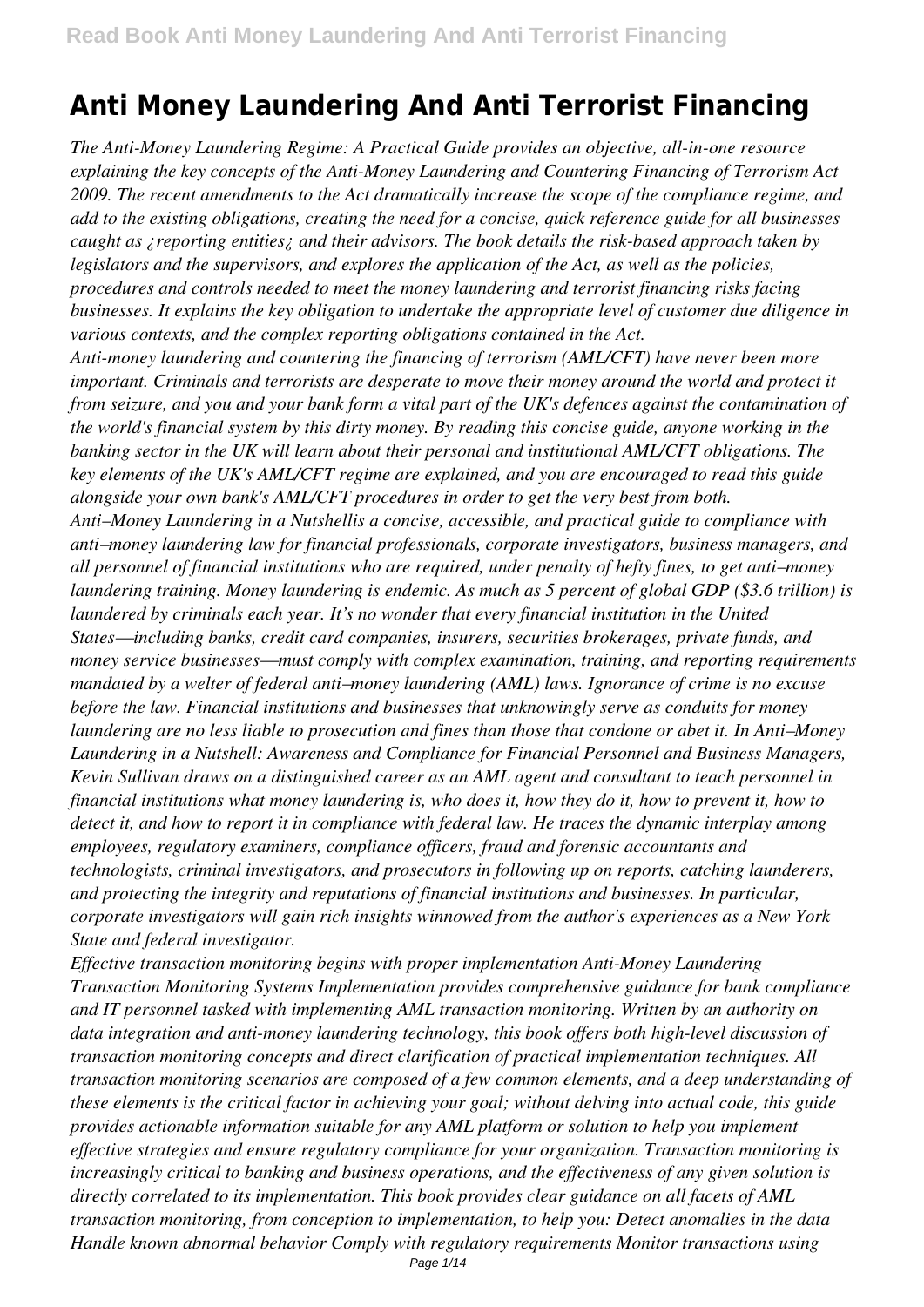# Anti Money Laundering And Anti Terrorist Financing

*The Anti-Money Laundering Regime: A Practical Guide provides an objective, all-in-one resource explaining the key concepts of the Anti-Money Laundering and Countering Financing of Terrorism Act 2009. The recent amendments to the Act dramatically increase the scope of the compliance regime, and add to the existing obligations, creating the need for a concise, quick reference guide for all businesses caught as ¿reporting entities¿ and their advisors. The book details the risk-based approach taken by legislators and the supervisors, and explores the application of the Act, as well as the policies, procedures and controls needed to meet the money laundering and terrorist financing risks facing businesses. It explains the key obligation to undertake the appropriate level of customer due diligence in various contexts, and the complex reporting obligations contained in the Act.*

*Anti-money laundering and countering the financing of terrorism (AML/CFT) have never been more important. Criminals and terrorists are desperate to move their money around the world and protect it from seizure, and you and your bank form a vital part of the UK's defences against the contamination of the world's financial system by this dirty money. By reading this concise guide, anyone working in the banking sector in the UK will learn about their personal and institutional AML/CFT obligations. The key elements of the UK's AML/CFT regime are explained, and you are encouraged to read this guide alongside your own bank's AML/CFT procedures in order to get the very best from both.*

*Anti–Money Laundering in a Nutshellis a concise, accessible, and practical guide to compliance with anti–money laundering law for financial professionals, corporate investigators, business managers, and all personnel of financial institutions who are required, under penalty of hefty fines, to get anti–money laundering training. Money laundering is endemic. As much as 5 percent of global GDP ($3.6 trillion) is laundered by criminals each year. It's no wonder that every financial institution in the United States—including banks, credit card companies, insurers, securities brokerages, private funds, and money service businesses—must comply with complex examination, training, and reporting requirements mandated by a welter of federal anti–money laundering (AML) laws. Ignorance of crime is no excuse before the law. Financial institutions and businesses that unknowingly serve as conduits for money laundering are no less liable to prosecution and fines than those that condone or abet it. In Anti–Money Laundering in a Nutshell: Awareness and Compliance for Financial Personnel and Business Managers, Kevin Sullivan draws on a distinguished career as an AML agent and consultant to teach personnel in financial institutions what money laundering is, who does it, how they do it, how to prevent it, how to detect it, and how to report it in compliance with federal law. He traces the dynamic interplay among employees, regulatory examiners, compliance officers, fraud and forensic accountants and technologists, criminal investigators, and prosecutors in following up on reports, catching launderers, and protecting the integrity and reputations of financial institutions and businesses. In particular, corporate investigators will gain rich insights winnowed from the author's experiences as a New York State and federal investigator.*

*Effective transaction monitoring begins with proper implementation Anti-Money Laundering Transaction Monitoring Systems Implementation provides comprehensive guidance for bank compliance and IT personnel tasked with implementing AML transaction monitoring. Written by an authority on data integration and anti-money laundering technology, this book offers both high-level discussion of transaction monitoring concepts and direct clarification of practical implementation techniques. All transaction monitoring scenarios are composed of a few common elements, and a deep understanding of these elements is the critical factor in achieving your goal; without delving into actual code, this guide provides actionable information suitable for any AML platform or solution to help you implement effective strategies and ensure regulatory compliance for your organization. Transaction monitoring is increasingly critical to banking and business operations, and the effectiveness of any given solution is directly correlated to its implementation. This book provides clear guidance on all facets of AML transaction monitoring, from conception to implementation, to help you: Detect anomalies in the data Handle known abnormal behavior Comply with regulatory requirements Monitor transactions using*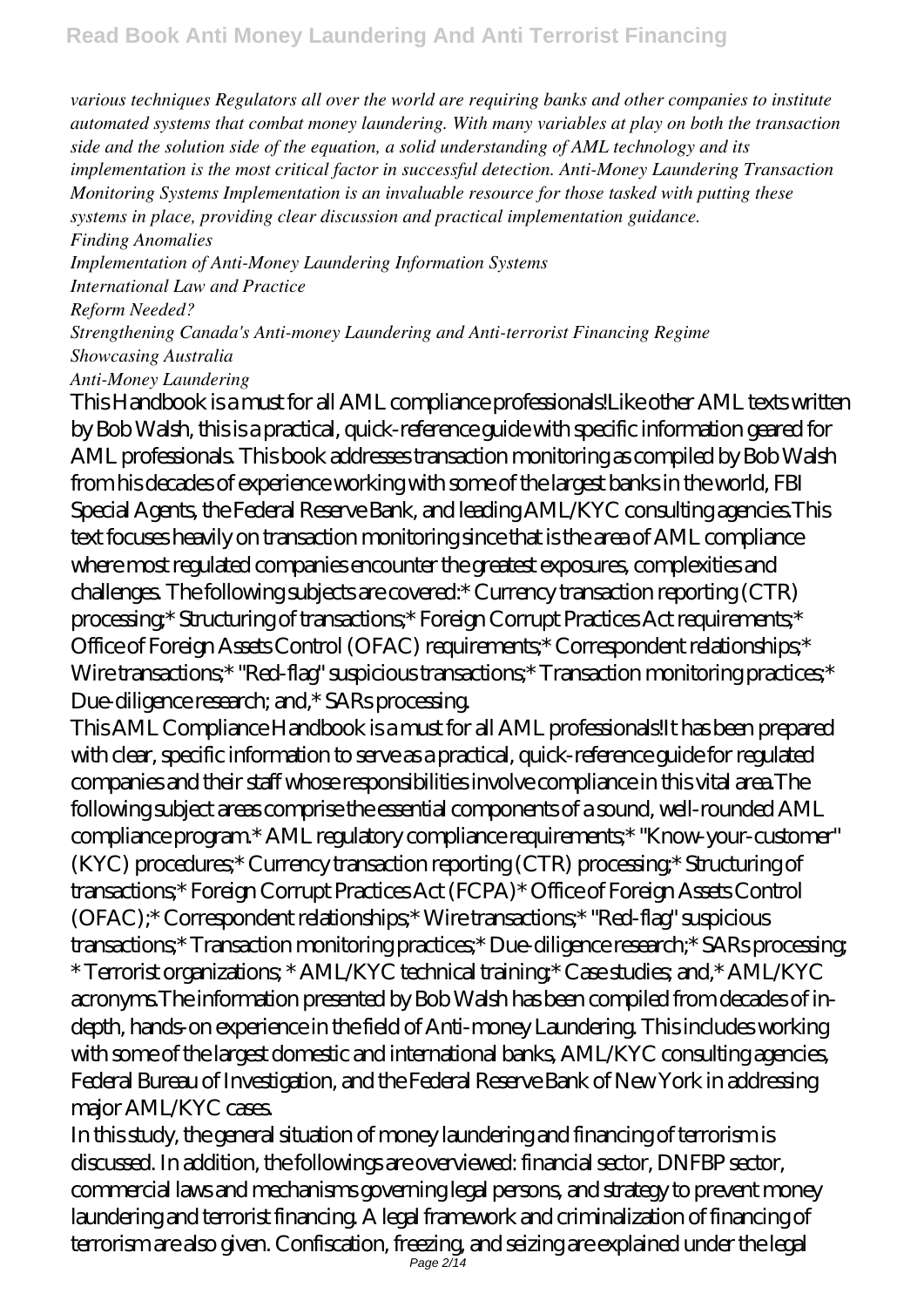*various techniques Regulators all over the world are requiring banks and other companies to institute automated systems that combat money laundering. With many variables at play on both the transaction side and the solution side of the equation, a solid understanding of AML technology and its implementation is the most critical factor in successful detection. Anti-Money Laundering Transaction Monitoring Systems Implementation is an invaluable resource for those tasked with putting these systems in place, providing clear discussion and practical implementation guidance.*

*Finding Anomalies*

*Implementation of Anti-Money Laundering Information Systems*

*International Law and Practice*

*Reform Needed?*

*Strengthening Canada's Anti-money Laundering and Anti-terrorist Financing Regime*

*Showcasing Australia*

*Anti-Money Laundering*

This Handbook is a must for all AML compliance professionals!Like other AML texts written by Bob Walsh, this is a practical, quick-reference guide with specific information geared for AML professionals. This book addresses transaction monitoring as compiled by Bob Walsh from his decades of experience working with some of the largest banks in the world, FBI Special Agents, the Federal Reserve Bank, and leading AML/KYC consulting agencies.This text focuses heavily on transaction monitoring since that is the area of AML compliance where most regulated companies encounter the greatest exposures, complexities and challenges. The following subjects are covered:* Currency transaction reporting (CTR) processing;* Structuring of transactions;* Foreign Corrupt Practices Act requirements;* Office of Foreign Assets Control (OFAC) requirements;* Correspondent relationships;* Wire transactions;* "Red-flag" suspicious transactions;* Transaction monitoring practices;* Due-diligence research; and,* SARs processing.

This AML Compliance Handbook is a must for all AML professionals!It has been prepared with clear, specific information to serve as a practical, quick-reference guide for regulated companies and their staff whose responsibilities involve compliance in this vital area.The following subject areas comprise the essential components of a sound, well-rounded AML compliance program.* AML regulatory compliance requirements;* "Know-your-customer" (KYC) procedures;* Currency transaction reporting (CTR) processing;* Structuring of transactions;* Foreign Corrupt Practices Act (FCPA)* Office of Foreign Assets Control (OFAC);* Correspondent relationships;* Wire transactions;* "Red-flag" suspicious transactions;* Transaction monitoring practices;* Due-diligence research;* SARs processing; * Terrorist organizations; * AML/KYC technical training;* Case studies; and,* AML/KYC acronyms.The information presented by Bob Walsh has been compiled from decades of in-depth, hands-on experience in the field of Anti-money Laundering. This includes working with some of the largest domestic and international banks, AML/KYC consulting agencies, Federal Bureau of Investigation, and the Federal Reserve Bank of New York in addressing major AML/KYC cases.

In this study, the general situation of money laundering and financing of terrorism is discussed. In addition, the followings are overviewed: financial sector, DNFBP sector, commercial laws and mechanisms governing legal persons, and strategy to prevent money laundering and terrorist financing. A legal framework and criminalization of financing of terrorism are also given. Confiscation, freezing, and seizing are explained under the legal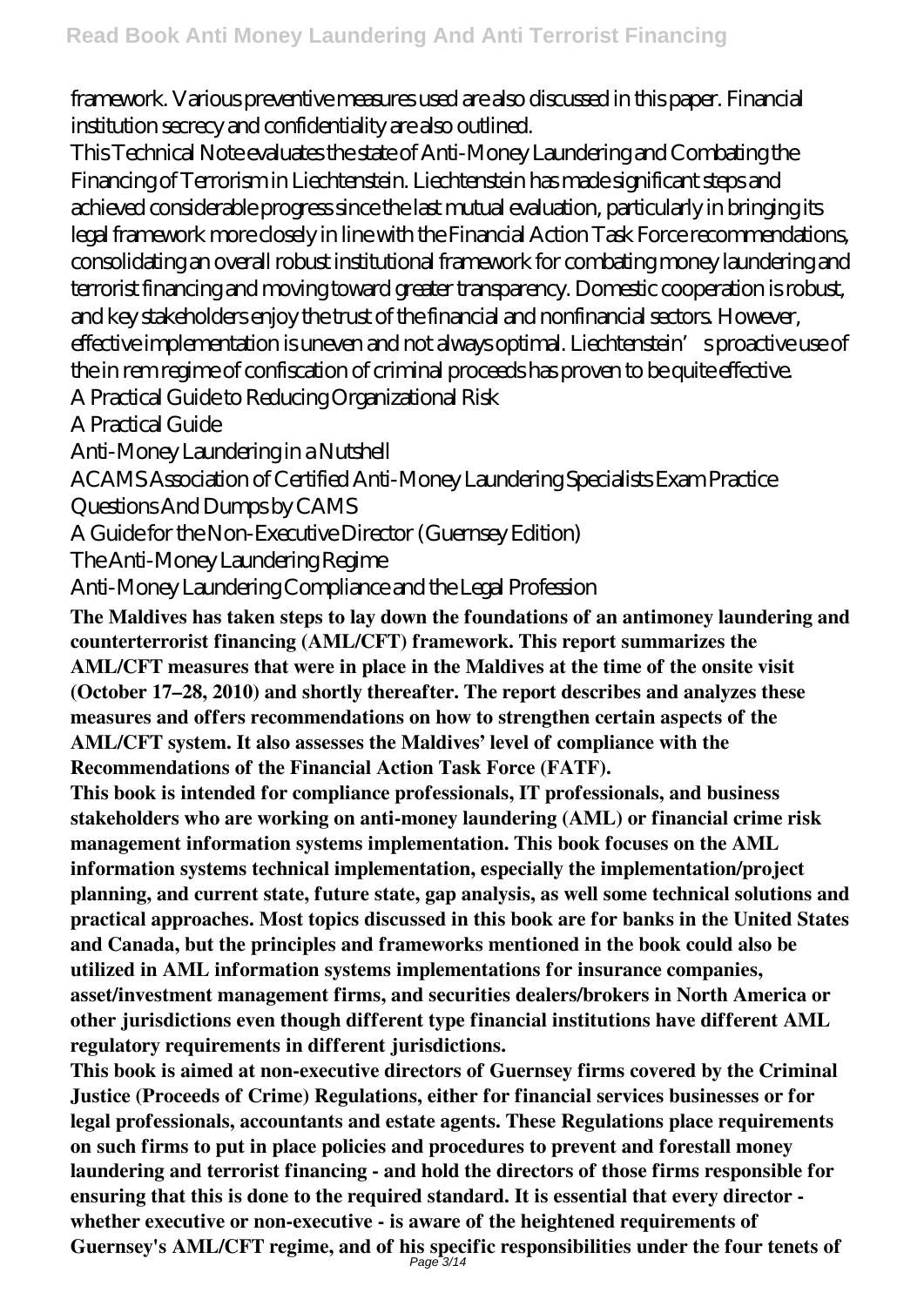framework. Various preventive measures used are also discussed in this paper. Financial institution secrecy and confidentiality are also outlined.

This Technical Note evaluates the state of Anti-Money Laundering and Combating the Financing of Terrorism in Liechtenstein. Liechtenstein has made significant steps and achieved considerable progress since the last mutual evaluation, particularly in bringing its legal framework more closely in line with the Financial Action Task Force recommendations, consolidating an overall robust institutional framework for combating money laundering and terrorist financing and moving toward greater transparency. Domestic cooperation is robust, and key stakeholders enjoy the trust of the financial and nonfinancial sectors. However, effective implementation is uneven and not always optimal. Liechtenstein's proactive use of the in rem regime of confiscation of criminal proceeds has proven to be quite effective.

A Practical Guide to Reducing Organizational Risk

A Practical Guide

Anti-Money Laundering in a Nutshell

ACAMS Association of Certified Anti-Money Laundering Specialists Exam Practice Questions And Dumps by CAMS

A Guide for the Non-Executive Director (Guernsey Edition)

The Anti-Money Laundering Regime

Anti-Money Laundering Compliance and the Legal Profession

**The Maldives has taken steps to lay down the foundations of an antimoney laundering and counterterrorist financing (AML/CFT) framework. This report summarizes the AML/CFT measures that were in place in the Maldives at the time of the onsite visit (October 17–28, 2010) and shortly thereafter. The report describes and analyzes these measures and offers recommendations on how to strengthen certain aspects of the AML/CFT system. It also assesses the Maldives' level of compliance with the Recommendations of the Financial Action Task Force (FATF).**

**This book is intended for compliance professionals, IT professionals, and business stakeholders who are working on anti-money laundering (AML) or financial crime risk management information systems implementation. This book focuses on the AML information systems technical implementation, especially the implementation/project planning, and current state, future state, gap analysis, as well some technical solutions and practical approaches. Most topics discussed in this book are for banks in the United States and Canada, but the principles and frameworks mentioned in the book could also be utilized in AML information systems implementations for insurance companies, asset/investment management firms, and securities dealers/brokers in North America or other jurisdictions even though different type financial institutions have different AML regulatory requirements in different jurisdictions.**

**This book is aimed at non-executive directors of Guernsey firms covered by the Criminal Justice (Proceeds of Crime) Regulations, either for financial services businesses or for legal professionals, accountants and estate agents. These Regulations place requirements on such firms to put in place policies and procedures to prevent and forestall money laundering and terrorist financing - and hold the directors of those firms responsible for ensuring that this is done to the required standard. It is essential that every director - whether executive or non-executive - is aware of the heightened requirements of Guernsey's AML/CFT regime, and of his specific responsibilities under the four tenets of**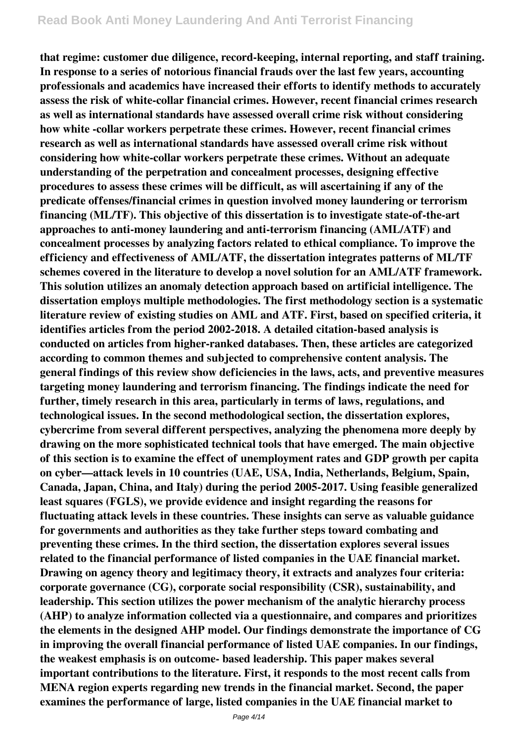**that regime: customer due diligence, record-keeping, internal reporting, and staff training. In response to a series of notorious financial frauds over the last few years, accounting professionals and academics have increased their efforts to identify methods to accurately assess the risk of white-collar financial crimes. However, recent financial crimes research as well as international standards have assessed overall crime risk without considering how white -collar workers perpetrate these crimes. However, recent financial crimes research as well as international standards have assessed overall crime risk without considering how white-collar workers perpetrate these crimes. Without an adequate understanding of the perpetration and concealment processes, designing effective procedures to assess these crimes will be difficult, as will ascertaining if any of the predicate offenses/financial crimes in question involved money laundering or terrorism financing (ML/TF). This objective of this dissertation is to investigate state-of-the-art approaches to anti-money laundering and anti-terrorism financing (AML/ATF) and concealment processes by analyzing factors related to ethical compliance. To improve the efficiency and effectiveness of AML/ATF, the dissertation integrates patterns of ML/TF schemes covered in the literature to develop a novel solution for an AML/ATF framework. This solution utilizes an anomaly detection approach based on artificial intelligence. The dissertation employs multiple methodologies. The first methodology section is a systematic literature review of existing studies on AML and ATF. First, based on specified criteria, it identifies articles from the period 2002-2018. A detailed citation-based analysis is conducted on articles from higher-ranked databases. Then, these articles are categorized according to common themes and subjected to comprehensive content analysis. The general findings of this review show deficiencies in the laws, acts, and preventive measures targeting money laundering and terrorism financing. The findings indicate the need for further, timely research in this area, particularly in terms of laws, regulations, and technological issues. In the second methodological section, the dissertation explores, cybercrime from several different perspectives, analyzing the phenomena more deeply by drawing on the more sophisticated technical tools that have emerged. The main objective of this section is to examine the effect of unemployment rates and GDP growth per capita on cyber—attack levels in 10 countries (UAE, USA, India, Netherlands, Belgium, Spain, Canada, Japan, China, and Italy) during the period 2005-2017. Using feasible generalized least squares (FGLS), we provide evidence and insight regarding the reasons for fluctuating attack levels in these countries. These insights can serve as valuable guidance for governments and authorities as they take further steps toward combating and preventing these crimes. In the third section, the dissertation explores several issues related to the financial performance of listed companies in the UAE financial market. Drawing on agency theory and legitimacy theory, it extracts and analyzes four criteria: corporate governance (CG), corporate social responsibility (CSR), sustainability, and leadership. This section utilizes the power mechanism of the analytic hierarchy process (AHP) to analyze information collected via a questionnaire, and compares and prioritizes the elements in the designed AHP model. Our findings demonstrate the importance of CG in improving the overall financial performance of listed UAE companies. In our findings, the weakest emphasis is on outcome- based leadership. This paper makes several important contributions to the literature. First, it responds to the most recent calls from MENA region experts regarding new trends in the financial market. Second, the paper examines the performance of large, listed companies in the UAE financial market to**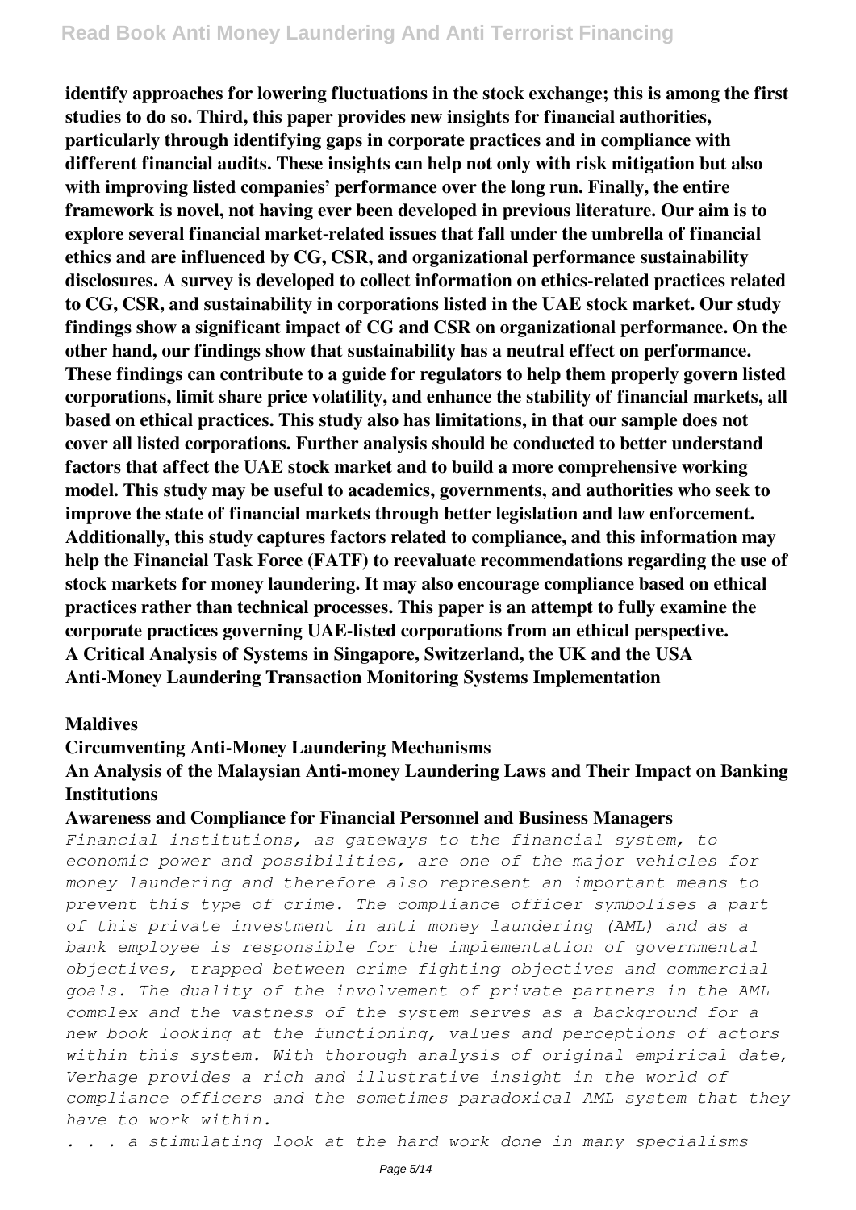**identify approaches for lowering fluctuations in the stock exchange; this is among the first studies to do so. Third, this paper provides new insights for financial authorities, particularly through identifying gaps in corporate practices and in compliance with different financial audits. These insights can help not only with risk mitigation but also with improving listed companies' performance over the long run. Finally, the entire framework is novel, not having ever been developed in previous literature. Our aim is to explore several financial market-related issues that fall under the umbrella of financial ethics and are influenced by CG, CSR, and organizational performance sustainability disclosures. A survey is developed to collect information on ethics-related practices related to CG, CSR, and sustainability in corporations listed in the UAE stock market. Our study findings show a significant impact of CG and CSR on organizational performance. On the other hand, our findings show that sustainability has a neutral effect on performance. These findings can contribute to a guide for regulators to help them properly govern listed corporations, limit share price volatility, and enhance the stability of financial markets, all based on ethical practices. This study also has limitations, in that our sample does not cover all listed corporations. Further analysis should be conducted to better understand factors that affect the UAE stock market and to build a more comprehensive working model. This study may be useful to academics, governments, and authorities who seek to improve the state of financial markets through better legislation and law enforcement. Additionally, this study captures factors related to compliance, and this information may help the Financial Task Force (FATF) to reevaluate recommendations regarding the use of stock markets for money laundering. It may also encourage compliance based on ethical practices rather than technical processes. This paper is an attempt to fully examine the corporate practices governing UAE-listed corporations from an ethical perspective.**

**A Critical Analysis of Systems in Singapore, Switzerland, the UK and the USA**

**Anti-Money Laundering Transaction Monitoring Systems Implementation**

**Maldives**

**Circumventing Anti-Money Laundering Mechanisms**

**An Analysis of the Malaysian Anti-money Laundering Laws and Their Impact on Banking Institutions**

**Awareness and Compliance for Financial Personnel and Business Managers**

*Financial institutions, as gateways to the financial system, to economic power and possibilities, are one of the major vehicles for money laundering and therefore also represent an important means to prevent this type of crime. The compliance officer symbolises a part of this private investment in anti money laundering (AML) and as a bank employee is responsible for the implementation of governmental objectives, trapped between crime fighting objectives and commercial goals. The duality of the involvement of private partners in the AML complex and the vastness of the system serves as a background for a new book looking at the functioning, values and perceptions of actors within this system. With thorough analysis of original empirical date, Verhage provides a rich and illustrative insight in the world of compliance officers and the sometimes paradoxical AML system that they have to work within.*

*. . . a stimulating look at the hard work done in many specialisms*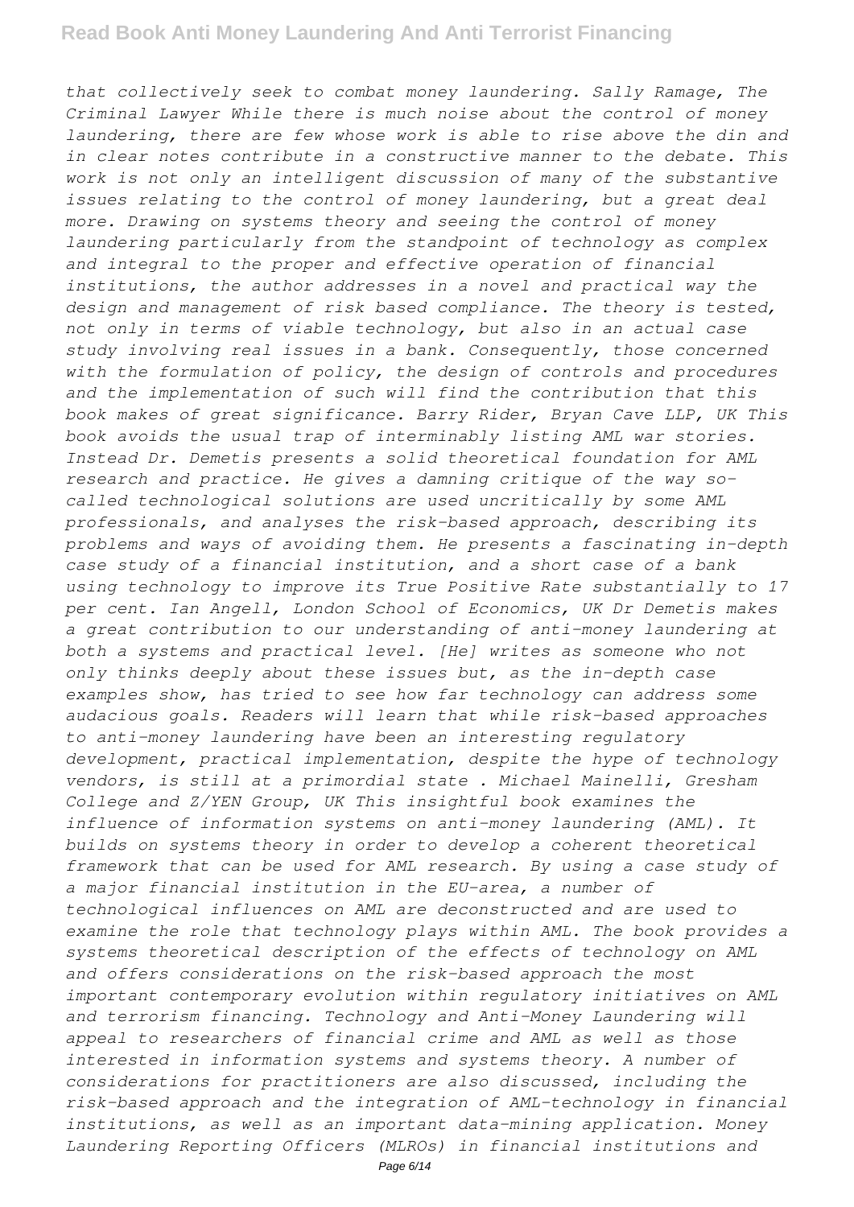*that collectively seek to combat money laundering. Sally Ramage, The Criminal Lawyer While there is much noise about the control of money laundering, there are few whose work is able to rise above the din and in clear notes contribute in a constructive manner to the debate. This work is not only an intelligent discussion of many of the substantive issues relating to the control of money laundering, but a great deal more. Drawing on systems theory and seeing the control of money laundering particularly from the standpoint of technology as complex and integral to the proper and effective operation of financial institutions, the author addresses in a novel and practical way the design and management of risk based compliance. The theory is tested, not only in terms of viable technology, but also in an actual case study involving real issues in a bank. Consequently, those concerned with the formulation of policy, the design of controls and procedures and the implementation of such will find the contribution that this book makes of great significance. Barry Rider, Bryan Cave LLP, UK This book avoids the usual trap of interminably listing AML war stories. Instead Dr. Demetis presents a solid theoretical foundation for AML research and practice. He gives a damning critique of the way so-called technological solutions are used uncritically by some AML professionals, and analyses the risk-based approach, describing its problems and ways of avoiding them. He presents a fascinating in-depth case study of a financial institution, and a short case of a bank using technology to improve its True Positive Rate substantially to 17 per cent. Ian Angell, London School of Economics, UK Dr Demetis makes a great contribution to our understanding of anti-money laundering at both a systems and practical level. [He] writes as someone who not only thinks deeply about these issues but, as the in-depth case examples show, has tried to see how far technology can address some audacious goals. Readers will learn that while risk-based approaches to anti-money laundering have been an interesting regulatory development, practical implementation, despite the hype of technology vendors, is still at a primordial state . Michael Mainelli, Gresham College and Z/YEN Group, UK This insightful book examines the influence of information systems on anti-money laundering (AML). It builds on systems theory in order to develop a coherent theoretical framework that can be used for AML research. By using a case study of a major financial institution in the EU-area, a number of technological influences on AML are deconstructed and are used to examine the role that technology plays within AML. The book provides a systems theoretical description of the effects of technology on AML and offers considerations on the risk-based approach the most important contemporary evolution within regulatory initiatives on AML and terrorism financing. Technology and Anti-Money Laundering will appeal to researchers of financial crime and AML as well as those interested in information systems and systems theory. A number of considerations for practitioners are also discussed, including the risk-based approach and the integration of AML-technology in financial institutions, as well as an important data-mining application. Money Laundering Reporting Officers (MLROs) in financial institutions and*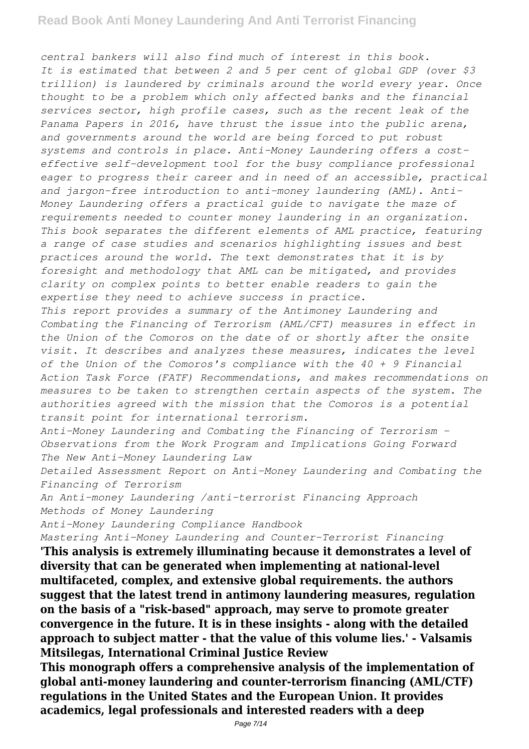*central bankers will also find much of interest in this book. It is estimated that between 2 and 5 per cent of global GDP (over $3 trillion) is laundered by criminals around the world every year. Once thought to be a problem which only affected banks and the financial services sector, high profile cases, such as the recent leak of the Panama Papers in 2016, have thrust the issue into the public arena, and governments around the world are being forced to put robust systems and controls in place. Anti-Money Laundering offers a cost-effective self-development tool for the busy compliance professional eager to progress their career and in need of an accessible, practical and jargon-free introduction to anti-money laundering (AML). Anti-Money Laundering offers a practical guide to navigate the maze of requirements needed to counter money laundering in an organization. This book separates the different elements of AML practice, featuring a range of case studies and scenarios highlighting issues and best practices around the world. The text demonstrates that it is by foresight and methodology that AML can be mitigated, and provides clarity on complex points to better enable readers to gain the expertise they need to achieve success in practice.*

*This report provides a summary of the Antimoney Laundering and Combating the Financing of Terrorism (AML/CFT) measures in effect in the Union of the Comoros on the date of or shortly after the onsite visit. It describes and analyzes these measures, indicates the level of the Union of the Comoros's compliance with the 40 + 9 Financial Action Task Force (FATF) Recommendations, and makes recommendations on measures to be taken to strengthen certain aspects of the system. The authorities agreed with the mission that the Comoros is a potential transit point for international terrorism.*

*Anti-Money Laundering and Combating the Financing of Terrorism - Observations from the Work Program and Implications Going Forward*

*The New Anti-Money Laundering Law*

*Detailed Assessment Report on Anti-Money Laundering and Combating the Financing of Terrorism*

*An Anti-money Laundering /anti-terrorist Financing Approach*

*Methods of Money Laundering*

*Anti-Money Laundering Compliance Handbook*

*Mastering Anti-Money Laundering and Counter-Terrorist Financing*

**'This analysis is extremely illuminating because it demonstrates a level of diversity that can be generated when implementing at national-level multifaceted, complex, and extensive global requirements. the authors suggest that the latest trend in antimony laundering measures, regulation on the basis of a "risk-based" approach, may serve to promote greater convergence in the future. It is in these insights - along with the detailed approach to subject matter - that the value of this volume lies.' - Valsamis Mitsilegas, International Criminal Justice Review**

**This monograph offers a comprehensive analysis of the implementation of global anti-money laundering and counter-terrorism financing (AML/CTF) regulations in the United States and the European Union. It provides academics, legal professionals and interested readers with a deep**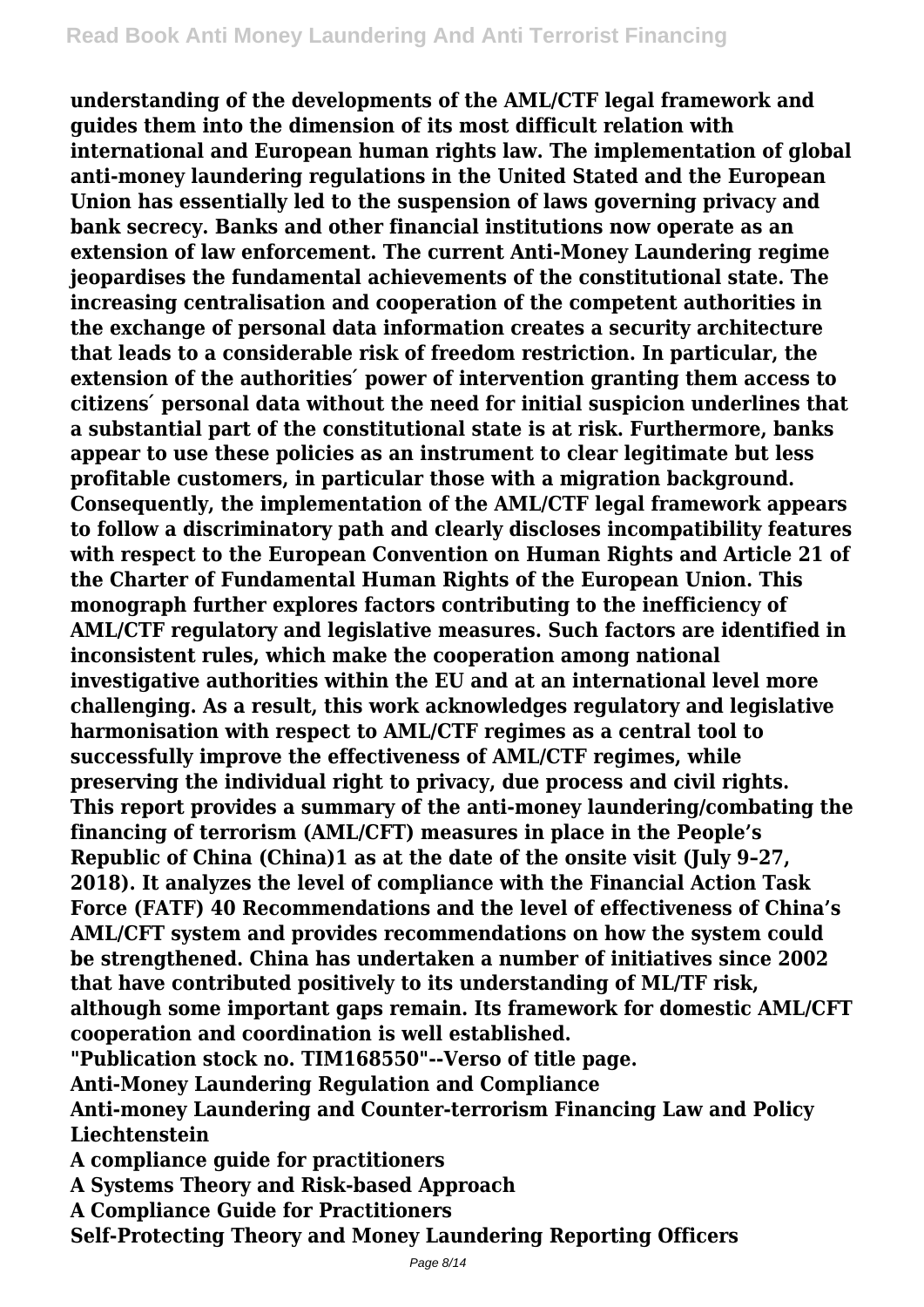**understanding of the developments of the AML/CTF legal framework and guides them into the dimension of its most difficult relation with international and European human rights law. The implementation of global anti-money laundering regulations in the United Stated and the European Union has essentially led to the suspension of laws governing privacy and bank secrecy. Banks and other financial institutions now operate as an extension of law enforcement. The current Anti-Money Laundering regime jeopardises the fundamental achievements of the constitutional state. The increasing centralisation and cooperation of the competent authorities in the exchange of personal data information creates a security architecture that leads to a considerable risk of freedom restriction. In particular, the extension of the authorities´ power of intervention granting them access to citizens´ personal data without the need for initial suspicion underlines that a substantial part of the constitutional state is at risk. Furthermore, banks appear to use these policies as an instrument to clear legitimate but less profitable customers, in particular those with a migration background. Consequently, the implementation of the AML/CTF legal framework appears to follow a discriminatory path and clearly discloses incompatibility features with respect to the European Convention on Human Rights and Article 21 of the Charter of Fundamental Human Rights of the European Union. This monograph further explores factors contributing to the inefficiency of AML/CTF regulatory and legislative measures. Such factors are identified in inconsistent rules, which make the cooperation among national investigative authorities within the EU and at an international level more challenging. As a result, this work acknowledges regulatory and legislative harmonisation with respect to AML/CTF regimes as a central tool to successfully improve the effectiveness of AML/CTF regimes, while preserving the individual right to privacy, due process and civil rights. This report provides a summary of the anti-money laundering/combating the financing of terrorism (AML/CFT) measures in place in the People's Republic of China (China)1 as at the date of the onsite visit (July 9–27, 2018). It analyzes the level of compliance with the Financial Action Task Force (FATF) 40 Recommendations and the level of effectiveness of China's AML/CFT system and provides recommendations on how the system could be strengthened. China has undertaken a number of initiatives since 2002 that have contributed positively to its understanding of ML/TF risk, although some important gaps remain. Its framework for domestic AML/CFT cooperation and coordination is well established.**

**"Publication stock no. TIM168550"--Verso of title page.**

**Anti-Money Laundering Regulation and Compliance**

**Anti-money Laundering and Counter-terrorism Financing Law and Policy**

**Liechtenstein**

**A compliance guide for practitioners**

**A Systems Theory and Risk-based Approach**

**A Compliance Guide for Practitioners**

**Self-Protecting Theory and Money Laundering Reporting Officers**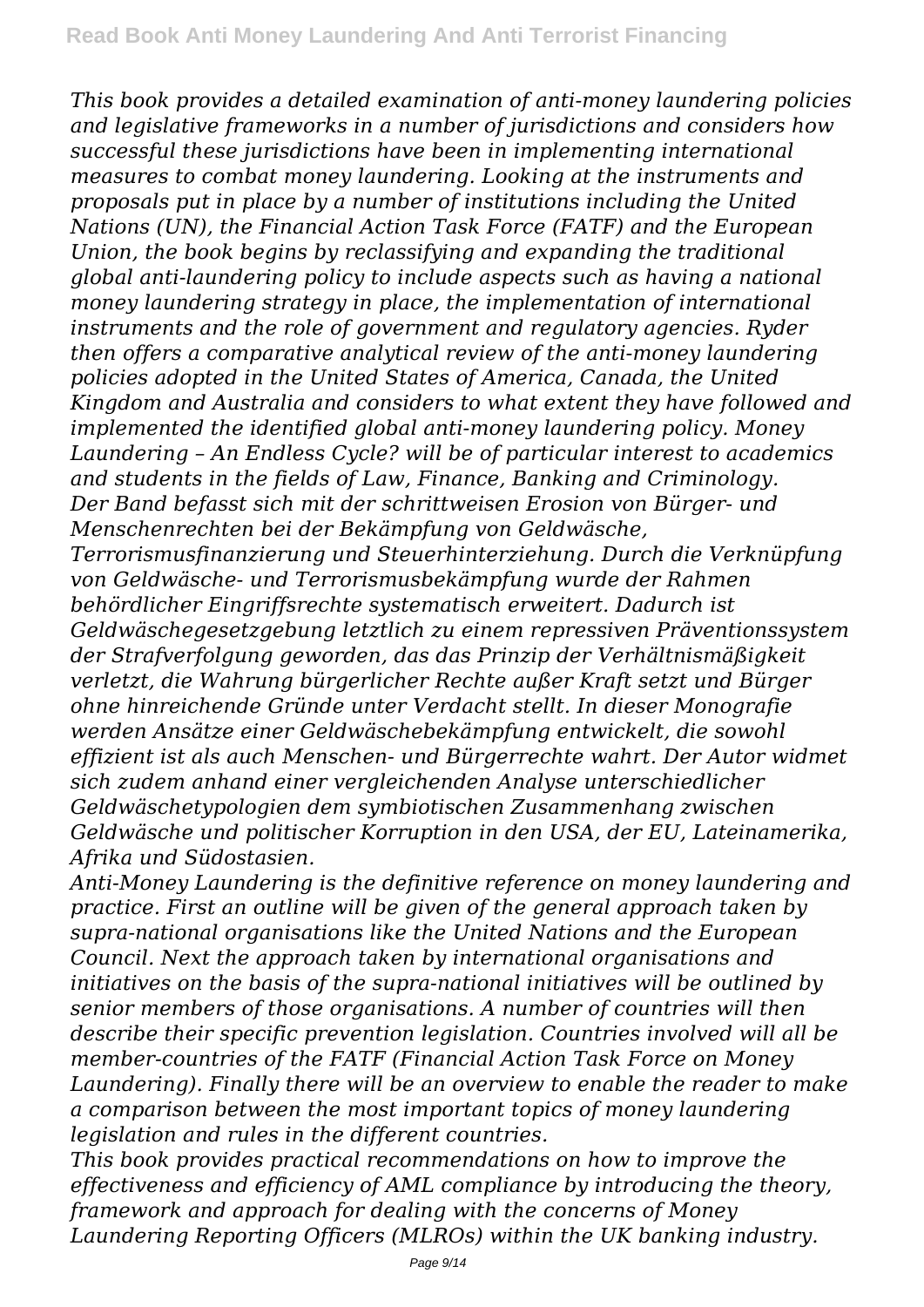*This book provides a detailed examination of anti-money laundering policies and legislative frameworks in a number of jurisdictions and considers how successful these jurisdictions have been in implementing international measures to combat money laundering. Looking at the instruments and proposals put in place by a number of institutions including the United Nations (UN), the Financial Action Task Force (FATF) and the European Union, the book begins by reclassifying and expanding the traditional global anti-laundering policy to include aspects such as having a national money laundering strategy in place, the implementation of international instruments and the role of government and regulatory agencies. Ryder then offers a comparative analytical review of the anti-money laundering policies adopted in the United States of America, Canada, the United Kingdom and Australia and considers to what extent they have followed and implemented the identified global anti-money laundering policy. Money Laundering – An Endless Cycle? will be of particular interest to academics and students in the fields of Law, Finance, Banking and Criminology.*
*Der Band befasst sich mit der schrittweisen Erosion von Bürger- und Menschenrechten bei der Bekämpfung von Geldwäsche, Terrorismusfinanzierung und Steuerhinterziehung. Durch die Verknüpfung von Geldwäsche- und Terrorismusbekämpfung wurde der Rahmen behördlicher Eingriffsrechte systematisch erweitert. Dadurch ist Geldwäschegesetzgebung letztlich zu einem repressiven Präventionssystem der Strafverfolgung geworden, das das Prinzip der Verhältnismäßigkeit verletzt, die Wahrung bürgerlicher Rechte außer Kraft setzt und Bürger ohne hinreichende Gründe unter Verdacht stellt. In dieser Monografie werden Ansätze einer Geldwäschebekämpfung entwickelt, die sowohl effizient ist als auch Menschen- und Bürgerrechte wahrt. Der Autor widmet sich zudem anhand einer vergleichenden Analyse unterschiedlicher Geldwäschetypologien dem symbiotischen Zusammenhang zwischen Geldwäsche und politischer Korruption in den USA, der EU, Lateinamerika, Afrika und Südostasien.*
*Anti-Money Laundering is the definitive reference on money laundering and practice. First an outline will be given of the general approach taken by supra-national organisations like the United Nations and the European Council. Next the approach taken by international organisations and initiatives on the basis of the supra-national initiatives will be outlined by senior members of those organisations. A number of countries will then describe their specific prevention legislation. Countries involved will all be member-countries of the FATF (Financial Action Task Force on Money Laundering). Finally there will be an overview to enable the reader to make a comparison between the most important topics of money laundering legislation and rules in the different countries.*
*This book provides practical recommendations on how to improve the effectiveness and efficiency of AML compliance by introducing the theory, framework and approach for dealing with the concerns of Money Laundering Reporting Officers (MLROs) within the UK banking industry.*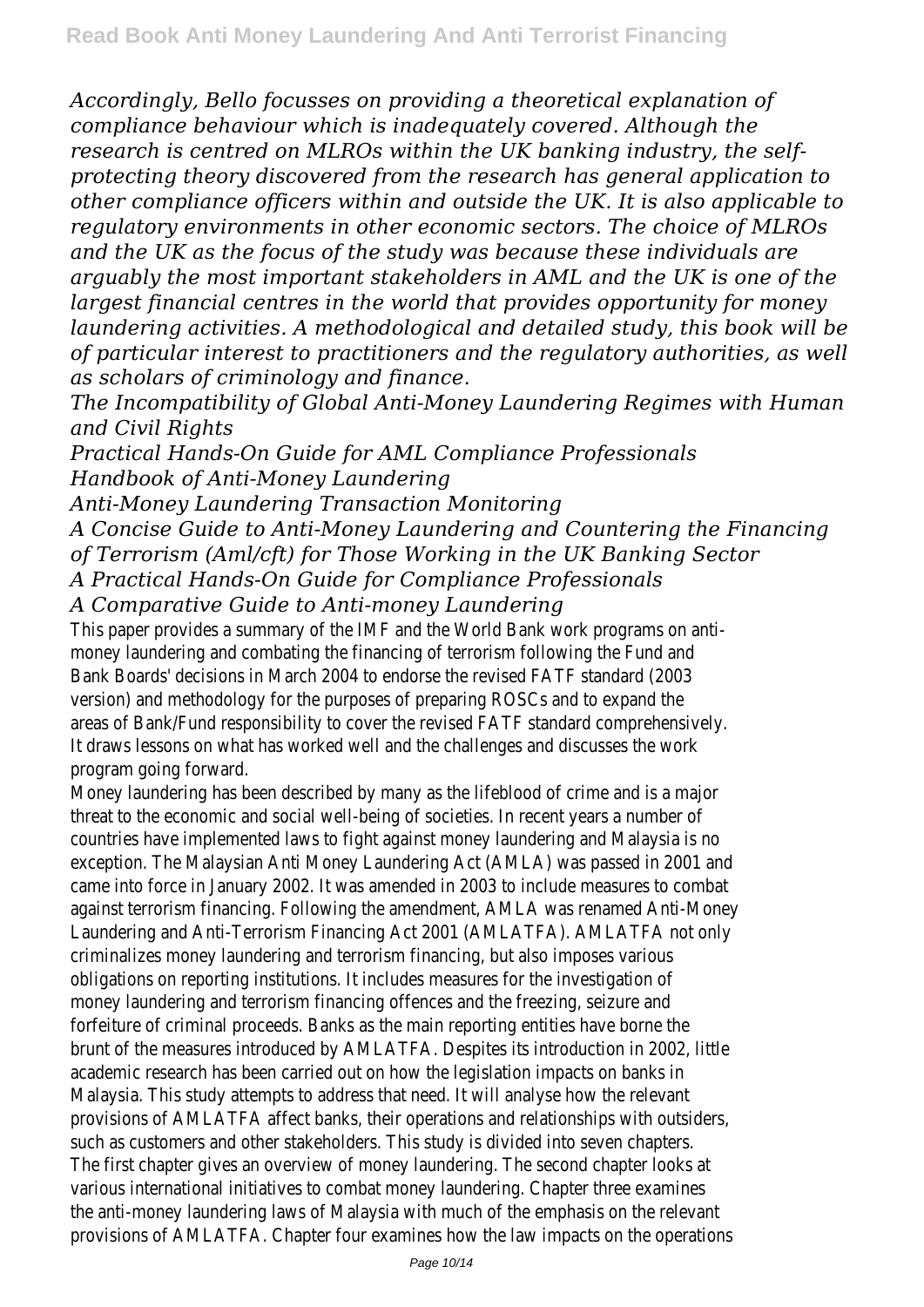*Accordingly, Bello focusses on providing a theoretical explanation of compliance behaviour which is inadequately covered. Although the research is centred on MLROs within the UK banking industry, the self-protecting theory discovered from the research has general application to other compliance officers within and outside the UK. It is also applicable to regulatory environments in other economic sectors. The choice of MLROs and the UK as the focus of the study was because these individuals are arguably the most important stakeholders in AML and the UK is one of the largest financial centres in the world that provides opportunity for money laundering activities. A methodological and detailed study, this book will be of particular interest to practitioners and the regulatory authorities, as well as scholars of criminology and finance.*

*The Incompatibility of Global Anti-Money Laundering Regimes with Human and Civil Rights*

*Practical Hands-On Guide for AML Compliance Professionals*

*Handbook of Anti-Money Laundering*

*Anti-Money Laundering Transaction Monitoring*

*A Concise Guide to Anti-Money Laundering and Countering the Financing of Terrorism (Aml/cft) for Those Working in the UK Banking Sector*

*A Practical Hands-On Guide for Compliance Professionals*

*A Comparative Guide to Anti-money Laundering*

This paper provides a summary of the IMF and the World Bank work programs on anti-money laundering and combating the financing of terrorism following the Fund and Bank Boards' decisions in March 2004 to endorse the revised FATF standard (2003 version) and methodology for the purposes of preparing ROSCs and to expand the areas of Bank/Fund responsibility to cover the revised FATF standard comprehensively. It draws lessons on what has worked well and the challenges and discusses the work program going forward.

Money laundering has been described by many as the lifeblood of crime and is a major threat to the economic and social well-being of societies. In recent years a number of countries have implemented laws to fight against money laundering and Malaysia is no exception. The Malaysian Anti Money Laundering Act (AMLA) was passed in 2001 and came into force in January 2002. It was amended in 2003 to include measures to combat against terrorism financing. Following the amendment, AMLA was renamed Anti-Money Laundering and Anti-Terrorism Financing Act 2001 (AMLATFA). AMLATFA not only criminalizes money laundering and terrorism financing, but also imposes various obligations on reporting institutions. It includes measures for the investigation of money laundering and terrorism financing offences and the freezing, seizure and forfeiture of criminal proceeds. Banks as the main reporting entities have borne the brunt of the measures introduced by AMLATFA. Despites its introduction in 2002, little academic research has been carried out on how the legislation impacts on banks in Malaysia. This study attempts to address that need. It will analyse how the relevant provisions of AMLATFA affect banks, their operations and relationships with outsiders, such as customers and other stakeholders. This study is divided into seven chapters. The first chapter gives an overview of money laundering. The second chapter looks at various international initiatives to combat money laundering. Chapter three examines the anti-money laundering laws of Malaysia with much of the emphasis on the relevant provisions of AMLATFA. Chapter four examines how the law impacts on the operations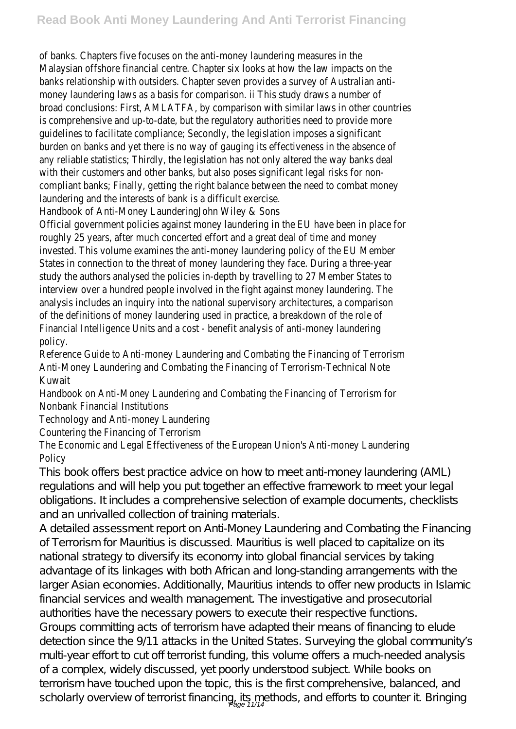of banks. Chapters five focuses on the anti-money laundering measures in the Malaysian offshore financial centre. Chapter six looks at how the law impacts on the banks relationship with outsiders. Chapter seven provides a survey of Australian anti-money laundering laws as a basis for comparison. ii This study draws a number of broad conclusions: First, AMLATFA, by comparison with similar laws in other countries is comprehensive and up-to-date, but the regulatory authorities need to provide more guidelines to facilitate compliance; Secondly, the legislation imposes a significant burden on banks and yet there is no way of gauging its effectiveness in the absence of any reliable statistics; Thirdly, the legislation has not only altered the way banks deal with their customers and other banks, but also poses significant legal risks for non-compliant banks; Finally, getting the right balance between the need to combat money laundering and the interests of bank is a difficult exercise.

Handbook of Anti-Money LaunderingJohn Wiley & Sons

Official government policies against money laundering in the EU have been in place for roughly 25 years, after much concerted effort and a great deal of time and money invested. This volume examines the anti-money laundering policy of the EU Member States in connection to the threat of money laundering they face. During a three-year study the authors analysed the policies in-depth by travelling to 27 Member States to interview over a hundred people involved in the fight against money laundering. The analysis includes an inquiry into the national supervisory architectures, a comparison of the definitions of money laundering used in practice, a breakdown of the role of Financial Intelligence Units and a cost - benefit analysis of anti-money laundering policy.

Reference Guide to Anti-money Laundering and Combating the Financing of Terrorism

Anti-Money Laundering and Combating the Financing of Terrorism-Technical Note Kuwait

Handbook on Anti-Money Laundering and Combating the Financing of Terrorism for Nonbank Financial Institutions

Technology and Anti-money Laundering

Countering the Financing of Terrorism

The Economic and Legal Effectiveness of the European Union's Anti-money Laundering Policy

This book offers best practice advice on how to meet anti-money laundering (AML) regulations and will help you put together an effective framework to meet your legal obligations. It includes a comprehensive selection of example documents, checklists and an unrivalled collection of training materials.

A detailed assessment report on Anti-Money Laundering and Combating the Financing of Terrorism for Mauritius is discussed. Mauritius is well placed to capitalize on its national strategy to diversify its economy into global financial services by taking advantage of its linkages with both African and long-standing arrangements with the larger Asian economies. Additionally, Mauritius intends to offer new products in Islamic financial services and wealth management. The investigative and prosecutorial authorities have the necessary powers to execute their respective functions.

Groups committing acts of terrorism have adapted their means of financing to elude detection since the 9/11 attacks in the United States. Surveying the global community's multi-year effort to cut off terrorist funding, this volume offers a much-needed analysis of a complex, widely discussed, yet poorly understood subject. While books on terrorism have touched upon the topic, this is the first comprehensive, balanced, and scholarly overview of terrorist financing, its methods, and efforts to counter it. Bringing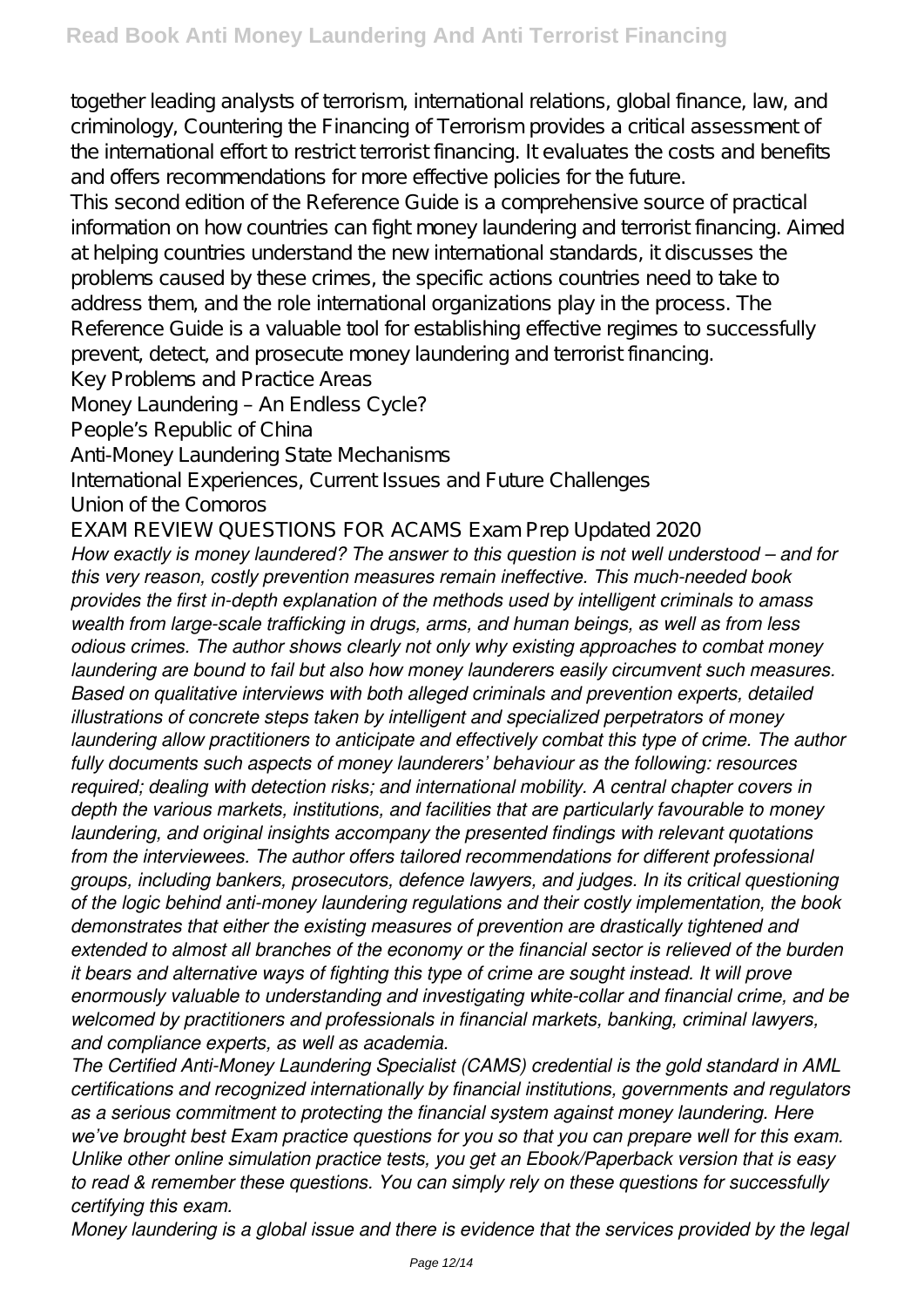together leading analysts of terrorism, international relations, global finance, law, and criminology, Countering the Financing of Terrorism provides a critical assessment of the international effort to restrict terrorist financing. It evaluates the costs and benefits and offers recommendations for more effective policies for the future.

This second edition of the Reference Guide is a comprehensive source of practical information on how countries can fight money laundering and terrorist financing. Aimed at helping countries understand the new international standards, it discusses the problems caused by these crimes, the specific actions countries need to take to address them, and the role international organizations play in the process. The Reference Guide is a valuable tool for establishing effective regimes to successfully prevent, detect, and prosecute money laundering and terrorist financing.

Key Problems and Practice Areas

Money Laundering – An Endless Cycle?

People's Republic of China

Anti-Money Laundering State Mechanisms

International Experiences, Current Issues and Future Challenges

Union of the Comoros

EXAM REVIEW QUESTIONS FOR ACAMS Exam Prep Updated 2020

*How exactly is money laundered? The answer to this question is not well understood – and for this very reason, costly prevention measures remain ineffective. This much-needed book provides the first in-depth explanation of the methods used by intelligent criminals to amass wealth from large-scale trafficking in drugs, arms, and human beings, as well as from less odious crimes. The author shows clearly not only why existing approaches to combat money laundering are bound to fail but also how money launderers easily circumvent such measures. Based on qualitative interviews with both alleged criminals and prevention experts, detailed illustrations of concrete steps taken by intelligent and specialized perpetrators of money laundering allow practitioners to anticipate and effectively combat this type of crime. The author fully documents such aspects of money launderers' behaviour as the following: resources required; dealing with detection risks; and international mobility. A central chapter covers in depth the various markets, institutions, and facilities that are particularly favourable to money laundering, and original insights accompany the presented findings with relevant quotations from the interviewees. The author offers tailored recommendations for different professional groups, including bankers, prosecutors, defence lawyers, and judges. In its critical questioning of the logic behind anti-money laundering regulations and their costly implementation, the book demonstrates that either the existing measures of prevention are drastically tightened and extended to almost all branches of the economy or the financial sector is relieved of the burden it bears and alternative ways of fighting this type of crime are sought instead. It will prove enormously valuable to understanding and investigating white-collar and financial crime, and be welcomed by practitioners and professionals in financial markets, banking, criminal lawyers, and compliance experts, as well as academia.*

*The Certified Anti-Money Laundering Specialist (CAMS) credential is the gold standard in AML certifications and recognized internationally by financial institutions, governments and regulators as a serious commitment to protecting the financial system against money laundering. Here we've brought best Exam practice questions for you so that you can prepare well for this exam. Unlike other online simulation practice tests, you get an Ebook/Paperback version that is easy to read & remember these questions. You can simply rely on these questions for successfully certifying this exam.*

*Money laundering is a global issue and there is evidence that the services provided by the legal*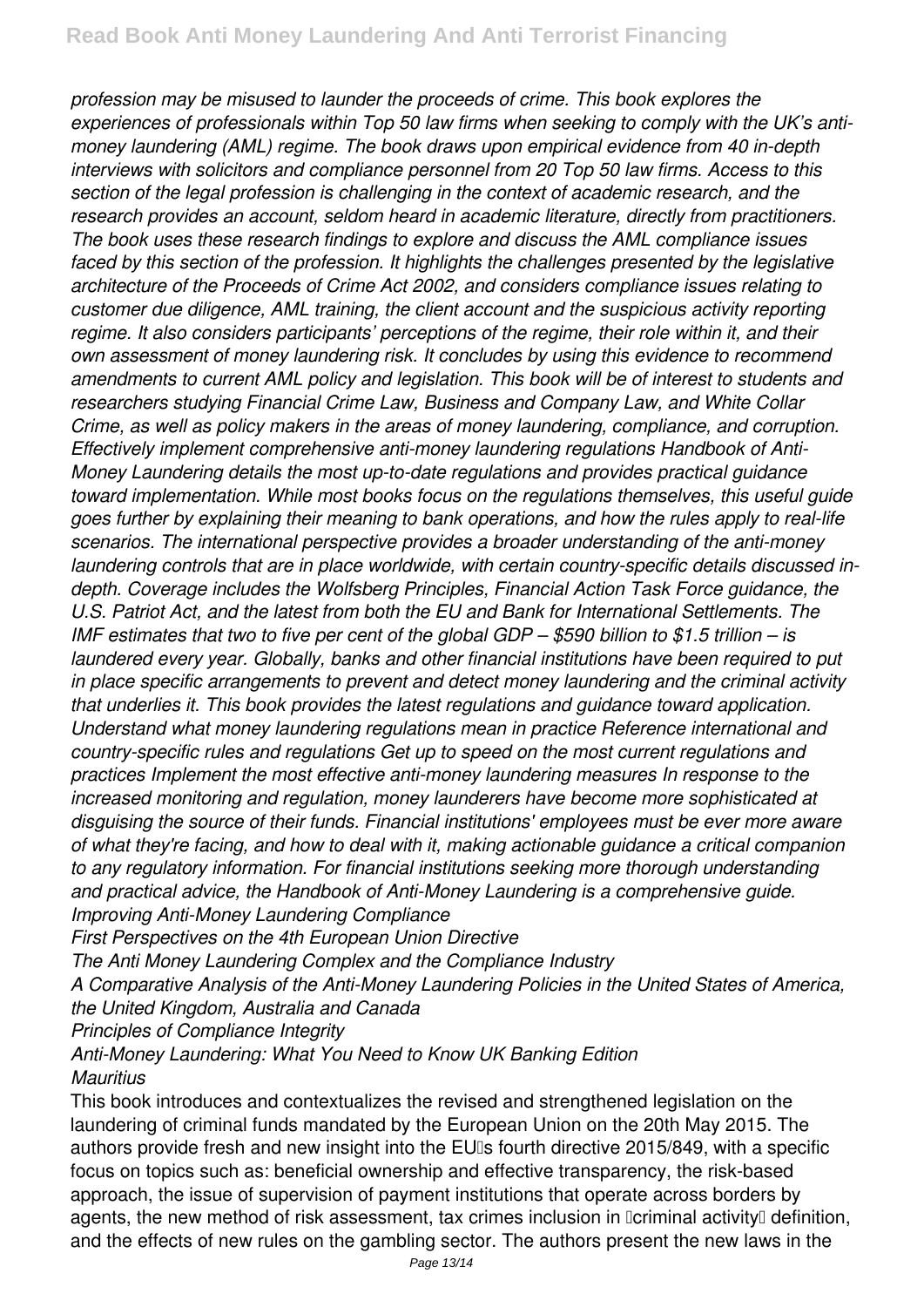*profession may be misused to launder the proceeds of crime. This book explores the experiences of professionals within Top 50 law firms when seeking to comply with the UK's anti-money laundering (AML) regime. The book draws upon empirical evidence from 40 in-depth interviews with solicitors and compliance personnel from 20 Top 50 law firms. Access to this section of the legal profession is challenging in the context of academic research, and the research provides an account, seldom heard in academic literature, directly from practitioners. The book uses these research findings to explore and discuss the AML compliance issues faced by this section of the profession. It highlights the challenges presented by the legislative architecture of the Proceeds of Crime Act 2002, and considers compliance issues relating to customer due diligence, AML training, the client account and the suspicious activity reporting regime. It also considers participants' perceptions of the regime, their role within it, and their own assessment of money laundering risk. It concludes by using this evidence to recommend amendments to current AML policy and legislation. This book will be of interest to students and researchers studying Financial Crime Law, Business and Company Law, and White Collar Crime, as well as policy makers in the areas of money laundering, compliance, and corruption. Effectively implement comprehensive anti-money laundering regulations Handbook of Anti-Money Laundering details the most up-to-date regulations and provides practical guidance toward implementation. While most books focus on the regulations themselves, this useful guide goes further by explaining their meaning to bank operations, and how the rules apply to real-life scenarios. The international perspective provides a broader understanding of the anti-money laundering controls that are in place worldwide, with certain country-specific details discussed in-depth. Coverage includes the Wolfsberg Principles, Financial Action Task Force guidance, the U.S. Patriot Act, and the latest from both the EU and Bank for International Settlements. The IMF estimates that two to five per cent of the global GDP – $590 billion to $1.5 trillion – is laundered every year. Globally, banks and other financial institutions have been required to put in place specific arrangements to prevent and detect money laundering and the criminal activity that underlies it. This book provides the latest regulations and guidance toward application. Understand what money laundering regulations mean in practice Reference international and country-specific rules and regulations Get up to speed on the most current regulations and practices Implement the most effective anti-money laundering measures In response to the increased monitoring and regulation, money launderers have become more sophisticated at disguising the source of their funds. Financial institutions' employees must be ever more aware of what they're facing, and how to deal with it, making actionable guidance a critical companion to any regulatory information. For financial institutions seeking more thorough understanding and practical advice, the Handbook of Anti-Money Laundering is a comprehensive guide.*

*Improving Anti-Money Laundering Compliance*

*First Perspectives on the 4th European Union Directive*

*The Anti Money Laundering Complex and the Compliance Industry*

*A Comparative Analysis of the Anti-Money Laundering Policies in the United States of America, the United Kingdom, Australia and Canada*

*Principles of Compliance Integrity*

*Anti-Money Laundering: What You Need to Know UK Banking Edition*

*Mauritius*

This book introduces and contextualizes the revised and strengthened legislation on the laundering of criminal funds mandated by the European Union on the 20th May 2015. The authors provide fresh and new insight into the EU's fourth directive 2015/849, with a specific focus on topics such as: beneficial ownership and effective transparency, the risk-based approach, the issue of supervision of payment institutions that operate across borders by agents, the new method of risk assessment, tax crimes inclusion in 'criminal activity' definition, and the effects of new rules on the gambling sector. The authors present the new laws in the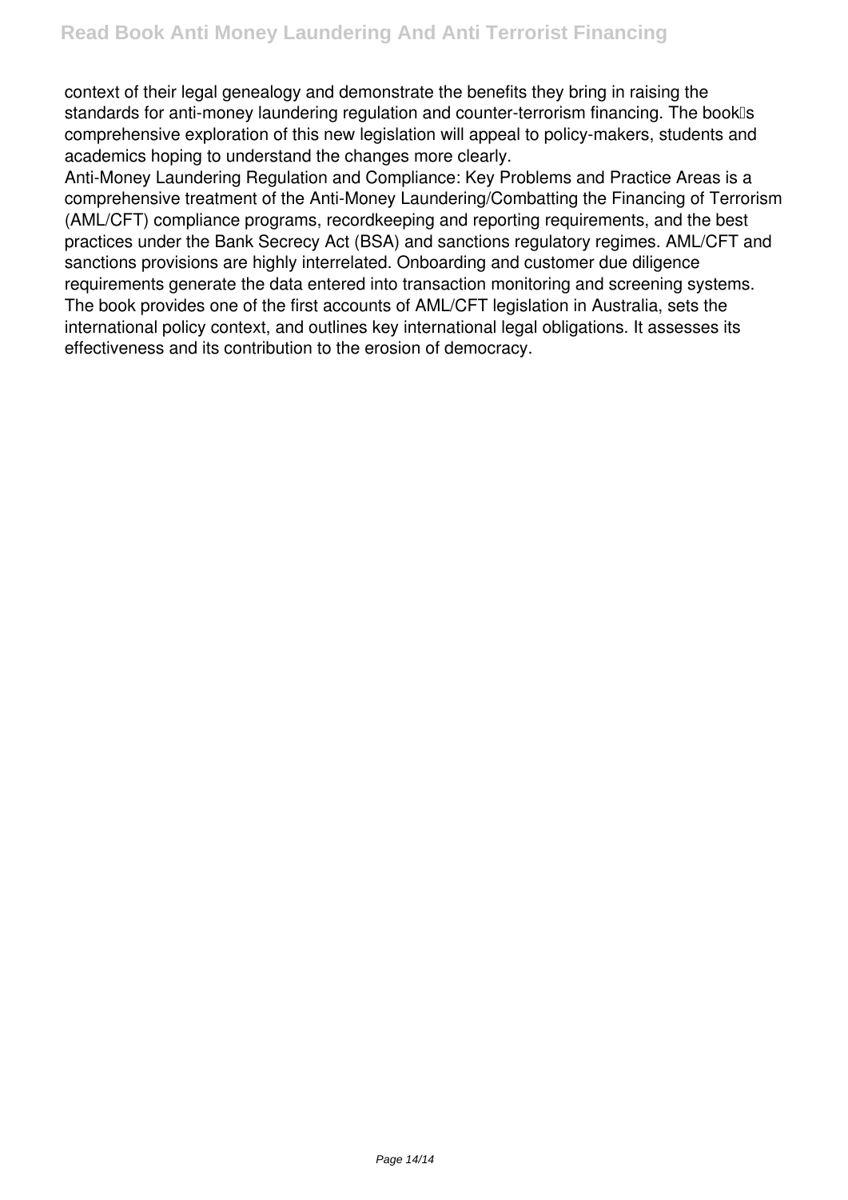context of their legal genealogy and demonstrate the benefits they bring in raising the standards for anti-money laundering regulation and counter-terrorism financing. The book's comprehensive exploration of this new legislation will appeal to policy-makers, students and academics hoping to understand the changes more clearly.

Anti-Money Laundering Regulation and Compliance: Key Problems and Practice Areas is a comprehensive treatment of the Anti-Money Laundering/Combatting the Financing of Terrorism (AML/CFT) compliance programs, recordkeeping and reporting requirements, and the best practices under the Bank Secrecy Act (BSA) and sanctions regulatory regimes. AML/CFT and sanctions provisions are highly interrelated. Onboarding and customer due diligence requirements generate the data entered into transaction monitoring and screening systems.

The book provides one of the first accounts of AML/CFT legislation in Australia, sets the international policy context, and outlines key international legal obligations. It assesses its effectiveness and its contribution to the erosion of democracy.